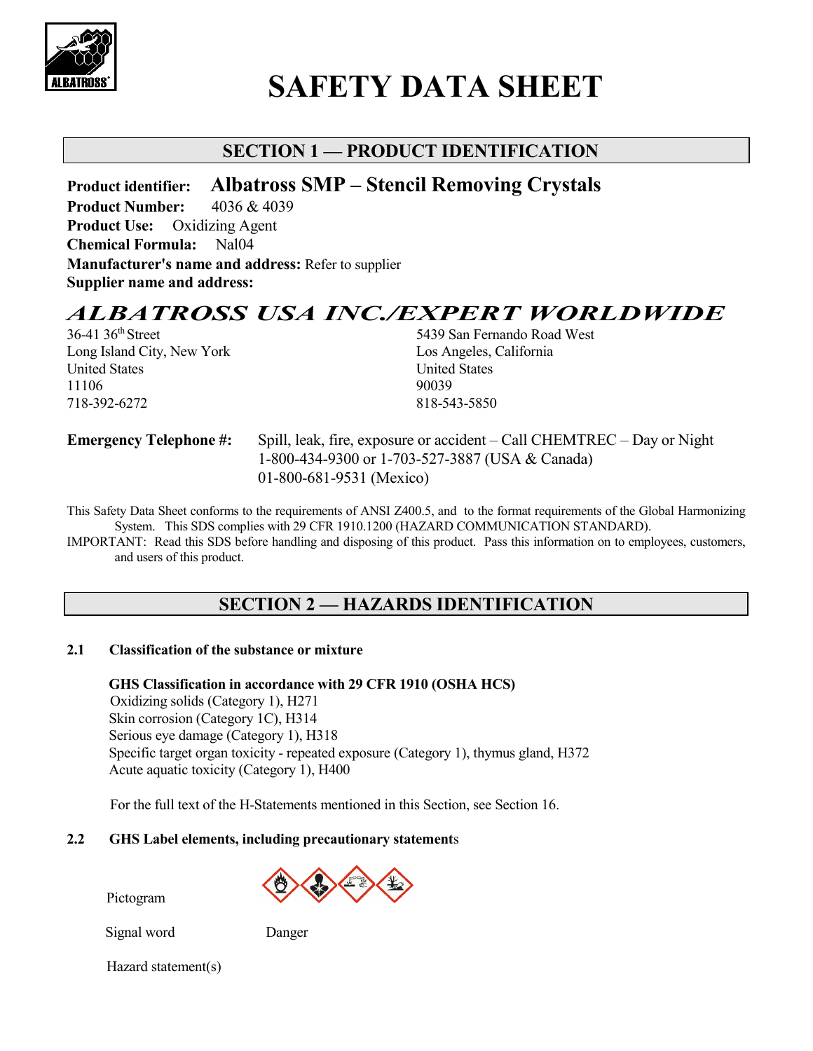# SAFETY DATA SHEET

## SECTION 1 — PRODUCT IDENTIFICATION

**Product identifier:** **Albatross SMP – Stencil Removing Crystals**
**Product Number:** 4036 & 4039
**Product Use:** Oxidizing Agent
**Chemical Formula:** Nal04
**Manufacturer's name and address:** Refer to supplier
**Supplier name and address:**

***ALBATROSS USA INC./EXPERT WORLDWIDE***

36-41 36th Street
Long Island City, New York
United States
11106
718-392-6272

5439 San Fernando Road West
Los Angeles, California
United States
90039
818-543-5850

**Emergency Telephone #:** Spill, leak, fire, exposure or accident – Call CHEMTREC – Day or Night
1-800-434-9300 or 1-703-527-3887 (USA & Canada)
01-800-681-9531 (Mexico)

This Safety Data Sheet conforms to the requirements of ANSI Z400.5, and to the format requirements of the Global Harmonizing System. This SDS complies with 29 CFR 1910.1200 (HAZARD COMMUNICATION STANDARD).
IMPORTANT: Read this SDS before handling and disposing of this product. Pass this information on to employees, customers, and users of this product.

## SECTION 2 — HAZARDS IDENTIFICATION

### 2.1 Classification of the substance or mixture

**GHS Classification in accordance with 29 CFR 1910 (OSHA HCS)**
Oxidizing solids (Category 1), H271
Skin corrosion (Category 1C), H314
Serious eye damage (Category 1), H318
Specific target organ toxicity - repeated exposure (Category 1), thymus gland, H372
Acute aquatic toxicity (Category 1), H400

For the full text of the H-Statements mentioned in this Section, see Section 16.

### 2.2 GHS Label elements, including precautionary statements

Pictogram

Signal word: Danger

Hazard statement(s)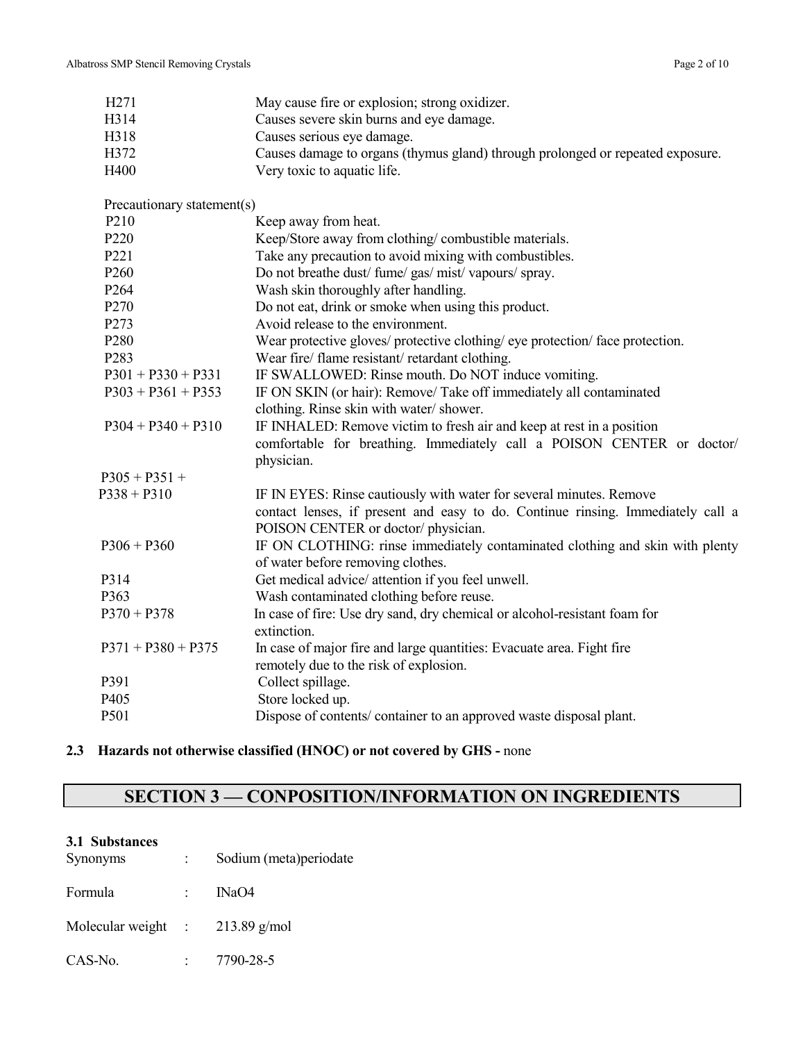| | |
|---|---|
| H271 | May cause fire or explosion; strong oxidizer. |
| H314 | Causes severe skin burns and eye damage. |
| H318 | Causes serious eye damage. |
| H372 | Causes damage to organs (thymus gland) through prolonged or repeated exposure. |
| H400 | Very toxic to aquatic life. |

Precautionary statement(s)

| | |
|---|---|
| P210 | Keep away from heat. |
| P220 | Keep/Store away from clothing/ combustible materials. |
| P221 | Take any precaution to avoid mixing with combustibles. |
| P260 | Do not breathe dust/ fume/ gas/ mist/ vapours/ spray. |
| P264 | Wash skin thoroughly after handling. |
| P270 | Do not eat, drink or smoke when using this product. |
| P273 | Avoid release to the environment. |
| P280 | Wear protective gloves/ protective clothing/ eye protection/ face protection. |
| P283 | Wear fire/ flame resistant/ retardant clothing. |
| P301 + P330 + P331 | IF SWALLOWED: Rinse mouth. Do NOT induce vomiting. |
| P303 + P361 + P353 | IF ON SKIN (or hair): Remove/ Take off immediately all contaminated clothing. Rinse skin with water/ shower. |
| P304 + P340 + P310 | IF INHALED: Remove victim to fresh air and keep at rest in a position comfortable for breathing. Immediately call a POISON CENTER or doctor/ physician. |
| P305 + P351 + P338 + P310 | IF IN EYES: Rinse cautiously with water for several minutes. Remove contact lenses, if present and easy to do. Continue rinsing. Immediately call a POISON CENTER or doctor/ physician. |
| P306 + P360 | IF ON CLOTHING: rinse immediately contaminated clothing and skin with plenty of water before removing clothes. |
| P314 | Get medical advice/ attention if you feel unwell. |
| P363 | Wash contaminated clothing before reuse. |
| P370 + P378 | In case of fire: Use dry sand, dry chemical or alcohol-resistant foam for extinction. |
| P371 + P380 + P375 | In case of major fire and large quantities: Evacuate area. Fight fire remotely due to the risk of explosion. |
| P391 | Collect spillage. |
| P405 | Store locked up. |
| P501 | Dispose of contents/ container to an approved waste disposal plant. |

**2.3 Hazards not otherwise classified (HNOC) or not covered by GHS -** none

# SECTION 3 — CONPOSITION/INFORMATION ON INGREDIENTS

**3.1 Substances**

| | | |
|---|---|---|
| Synonyms | : | Sodium (meta)periodate |
| Formula | : | $INaO_4$ |
| Molecular weight | : | 213.89 g/mol |
| CAS-No. | : | 7790-28-5 |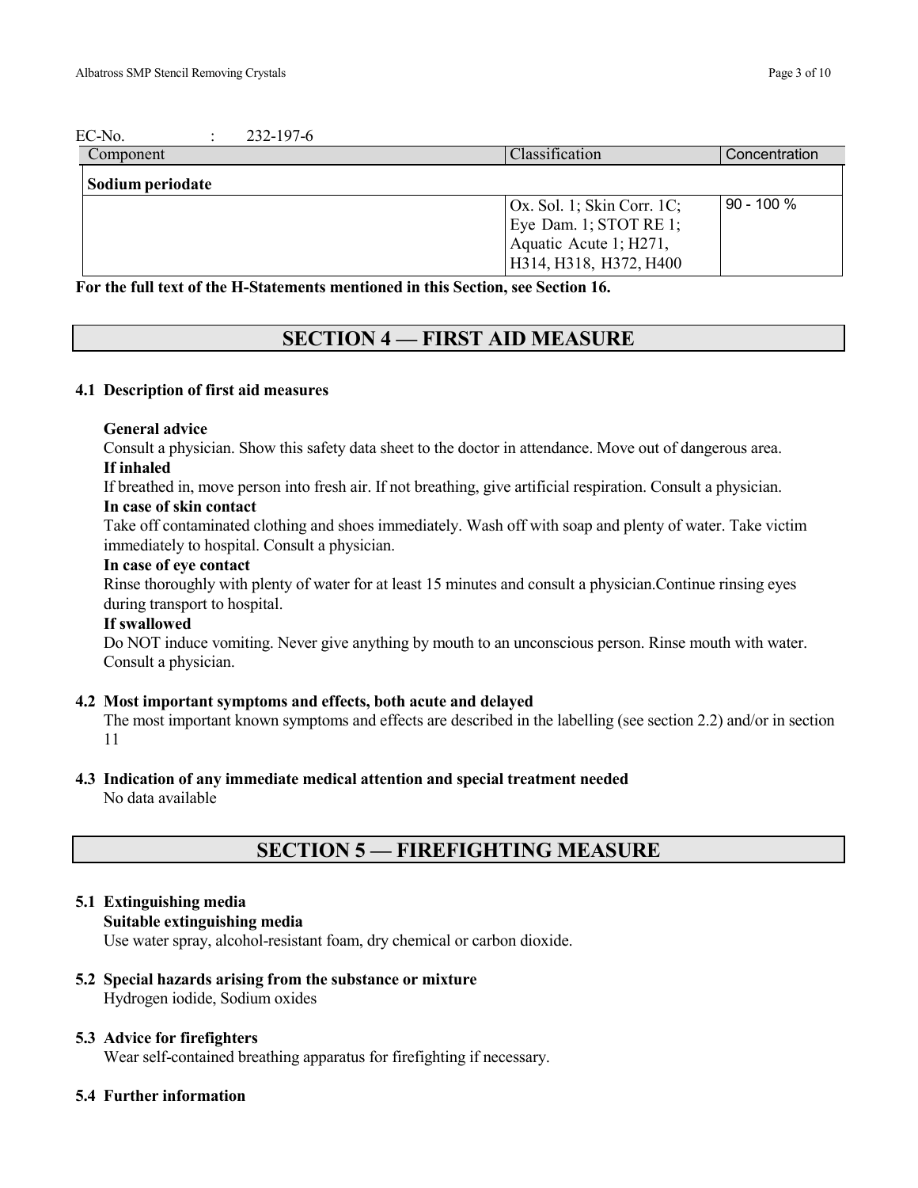EC-No. : 232-197-6

| Component | Classification | Concentration |
| --- | --- | --- |
| **Sodium periodate** | | |
| | Ox. Sol. 1; Skin Corr. 1C; Eye Dam. 1; STOT RE 1; Aquatic Acute 1; H271, H314, H318, H372, H400 | 90 - 100 % |

**For the full text of the H-Statements mentioned in this Section, see Section 16.**

## SECTION 4 — FIRST AID MEASURE

### 4.1 Description of first aid measures

**General advice**

Consult a physician. Show this safety data sheet to the doctor in attendance. Move out of dangerous area.

**If inhaled**

If breathed in, move person into fresh air. If not breathing, give artificial respiration. Consult a physician.

**In case of skin contact**

Take off contaminated clothing and shoes immediately. Wash off with soap and plenty of water. Take victim immediately to hospital. Consult a physician.

**In case of eye contact**

Rinse thoroughly with plenty of water for at least 15 minutes and consult a physician.Continue rinsing eyes during transport to hospital.

**If swallowed**

Do NOT induce vomiting. Never give anything by mouth to an unconscious person. Rinse mouth with water. Consult a physician.

### 4.2 Most important symptoms and effects, both acute and delayed

The most important known symptoms and effects are described in the labelling (see section 2.2) and/or in section 11

### 4.3 Indication of any immediate medical attention and special treatment needed

No data available

## SECTION 5 — FIREFIGHTING MEASURE

### 5.1 Extinguishing media

**Suitable extinguishing media**

Use water spray, alcohol-resistant foam, dry chemical or carbon dioxide.

### 5.2 Special hazards arising from the substance or mixture

Hydrogen iodide, Sodium oxides

### 5.3 Advice for firefighters

Wear self-contained breathing apparatus for firefighting if necessary.

### 5.4 Further information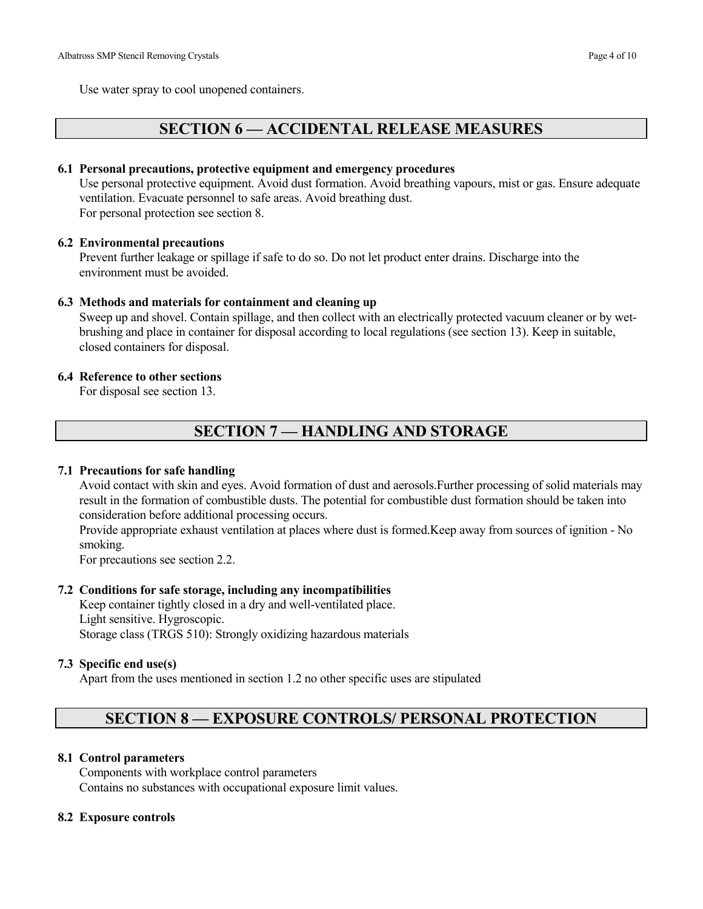Use water spray to cool unopened containers.

## SECTION 6 — ACCIDENTAL RELEASE MEASURES

### 6.1 Personal precautions, protective equipment and emergency procedures

Use personal protective equipment. Avoid dust formation. Avoid breathing vapours, mist or gas. Ensure adequate ventilation. Evacuate personnel to safe areas. Avoid breathing dust.
For personal protection see section 8.

### 6.2 Environmental precautions

Prevent further leakage or spillage if safe to do so. Do not let product enter drains. Discharge into the environment must be avoided.

### 6.3 Methods and materials for containment and cleaning up

Sweep up and shovel. Contain spillage, and then collect with an electrically protected vacuum cleaner or by wet-brushing and place in container for disposal according to local regulations (see section 13). Keep in suitable, closed containers for disposal.

### 6.4 Reference to other sections

For disposal see section 13.

## SECTION 7 — HANDLING AND STORAGE

### 7.1 Precautions for safe handling

Avoid contact with skin and eyes. Avoid formation of dust and aerosols.Further processing of solid materials may result in the formation of combustible dusts. The potential for combustible dust formation should be taken into consideration before additional processing occurs.
Provide appropriate exhaust ventilation at places where dust is formed.Keep away from sources of ignition - No smoking.
For precautions see section 2.2.

### 7.2 Conditions for safe storage, including any incompatibilities

Keep container tightly closed in a dry and well-ventilated place.
Light sensitive. Hygroscopic.
Storage class (TRGS 510): Strongly oxidizing hazardous materials

### 7.3 Specific end use(s)

Apart from the uses mentioned in section 1.2 no other specific uses are stipulated

## SECTION 8 — EXPOSURE CONTROLS/ PERSONAL PROTECTION

### 8.1 Control parameters

Components with workplace control parameters
Contains no substances with occupational exposure limit values.

### 8.2 Exposure controls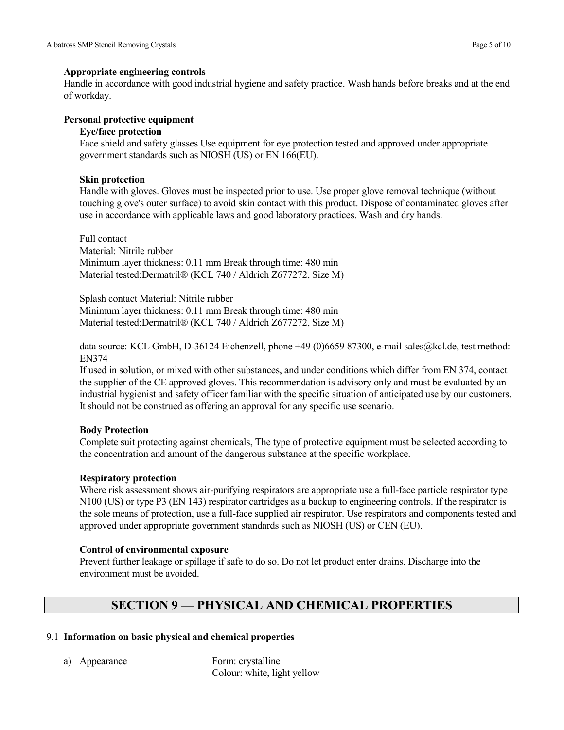**Appropriate engineering controls**

Handle in accordance with good industrial hygiene and safety practice. Wash hands before breaks and at the end of workday.

**Personal protective equipment**

**Eye/face protection**

Face shield and safety glasses Use equipment for eye protection tested and approved under appropriate government standards such as NIOSH (US) or EN 166(EU).

**Skin protection**

Handle with gloves. Gloves must be inspected prior to use. Use proper glove removal technique (without touching glove's outer surface) to avoid skin contact with this product. Dispose of contaminated gloves after use in accordance with applicable laws and good laboratory practices. Wash and dry hands.

Full contact
Material: Nitrile rubber
Minimum layer thickness: 0.11 mm Break through time: 480 min
Material tested:Dermatril® (KCL 740 / Aldrich Z677272, Size M)

Splash contact Material: Nitrile rubber
Minimum layer thickness: 0.11 mm Break through time: 480 min
Material tested:Dermatril® (KCL 740 / Aldrich Z677272, Size M)

data source: KCL GmbH, D-36124 Eichenzell, phone +49 (0)6659 87300, e-mail sales@kcl.de, test method: EN374
If used in solution, or mixed with other substances, and under conditions which differ from EN 374, contact the supplier of the CE approved gloves. This recommendation is advisory only and must be evaluated by an industrial hygienist and safety officer familiar with the specific situation of anticipated use by our customers. It should not be construed as offering an approval for any specific use scenario.

**Body Protection**

Complete suit protecting against chemicals, The type of protective equipment must be selected according to the concentration and amount of the dangerous substance at the specific workplace.

**Respiratory protection**

Where risk assessment shows air-purifying respirators are appropriate use a full-face particle respirator type N100 (US) or type P3 (EN 143) respirator cartridges as a backup to engineering controls. If the respirator is the sole means of protection, use a full-face supplied air respirator. Use respirators and components tested and approved under appropriate government standards such as NIOSH (US) or CEN (EU).

**Control of environmental exposure**

Prevent further leakage or spillage if safe to do so. Do not let product enter drains. Discharge into the environment must be avoided.

## SECTION 9 — PHYSICAL AND CHEMICAL PROPERTIES

9.1 **Information on basic physical and chemical properties**

a) Appearance — Form: crystalline
Colour: white, light yellow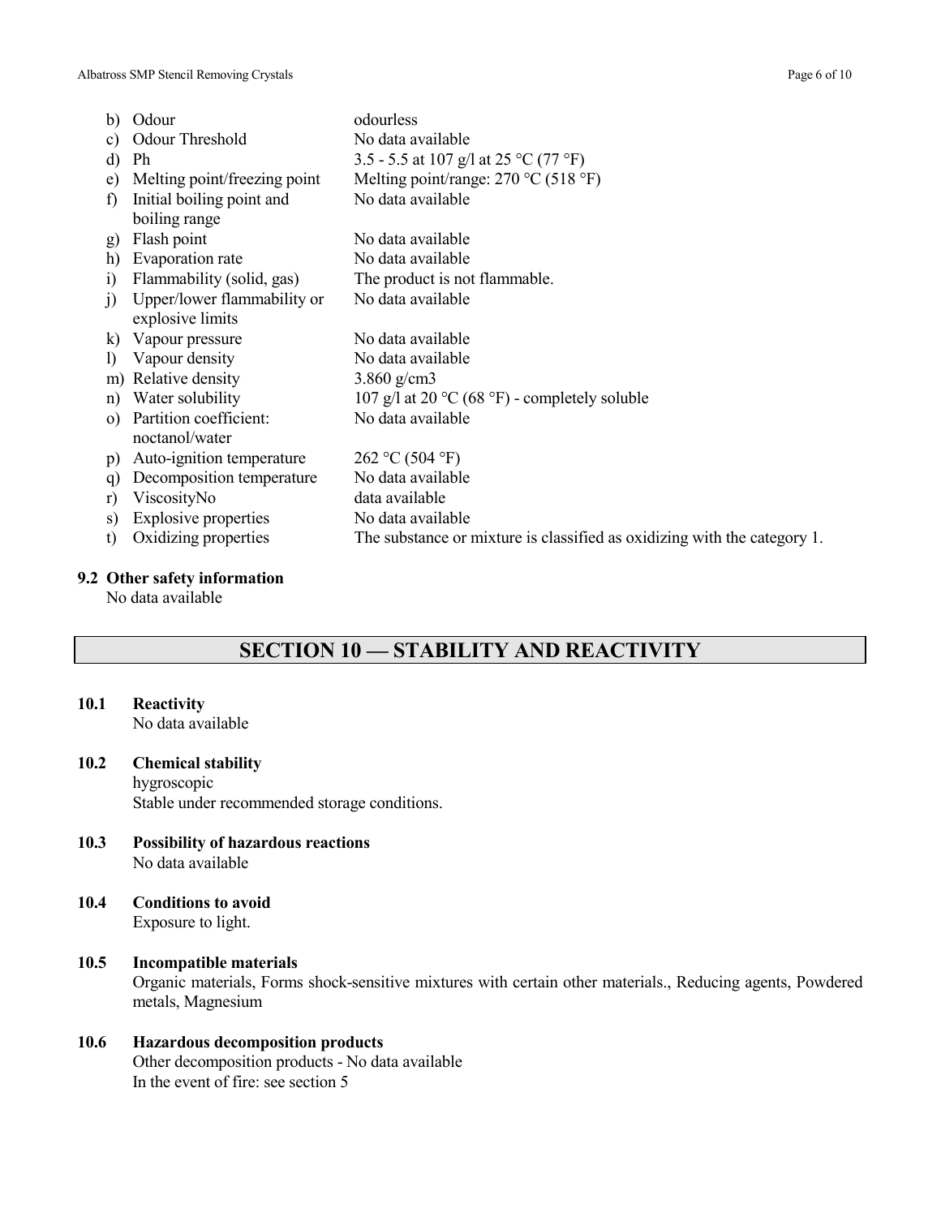b) Odour — odourless
c) Odour Threshold — No data available
d) Ph — 3.5 - 5.5 at 107 g/l at 25 °C (77 °F)
e) Melting point/freezing point — Melting point/range: 270 °C (518 °F)
f) Initial boiling point and boiling range — No data available
g) Flash point — No data available
h) Evaporation rate — No data available
i) Flammability (solid, gas) — The product is not flammable.
j) Upper/lower flammability or explosive limits — No data available
k) Vapour pressure — No data available
l) Vapour density — No data available
m) Relative density — 3.860 g/cm3
n) Water solubility — 107 g/l at 20 °C (68 °F) - completely soluble
o) Partition coefficient: noctanol/water — No data available
p) Auto-ignition temperature — 262 °C (504 °F)
q) Decomposition temperature — No data available
r) ViscosityNo — data available
s) Explosive properties — No data available
t) Oxidizing properties — The substance or mixture is classified as oxidizing with the category 1.

**9.2 Other safety information**

No data available

## SECTION 10 — STABILITY AND REACTIVITY

**10.1 Reactivity**

No data available

**10.2 Chemical stability**

hygroscopic

Stable under recommended storage conditions.

**10.3 Possibility of hazardous reactions**

No data available

**10.4 Conditions to avoid**

Exposure to light.

**10.5 Incompatible materials**

Organic materials, Forms shock-sensitive mixtures with certain other materials., Reducing agents, Powdered metals, Magnesium

**10.6 Hazardous decomposition products**

Other decomposition products - No data available

In the event of fire: see section 5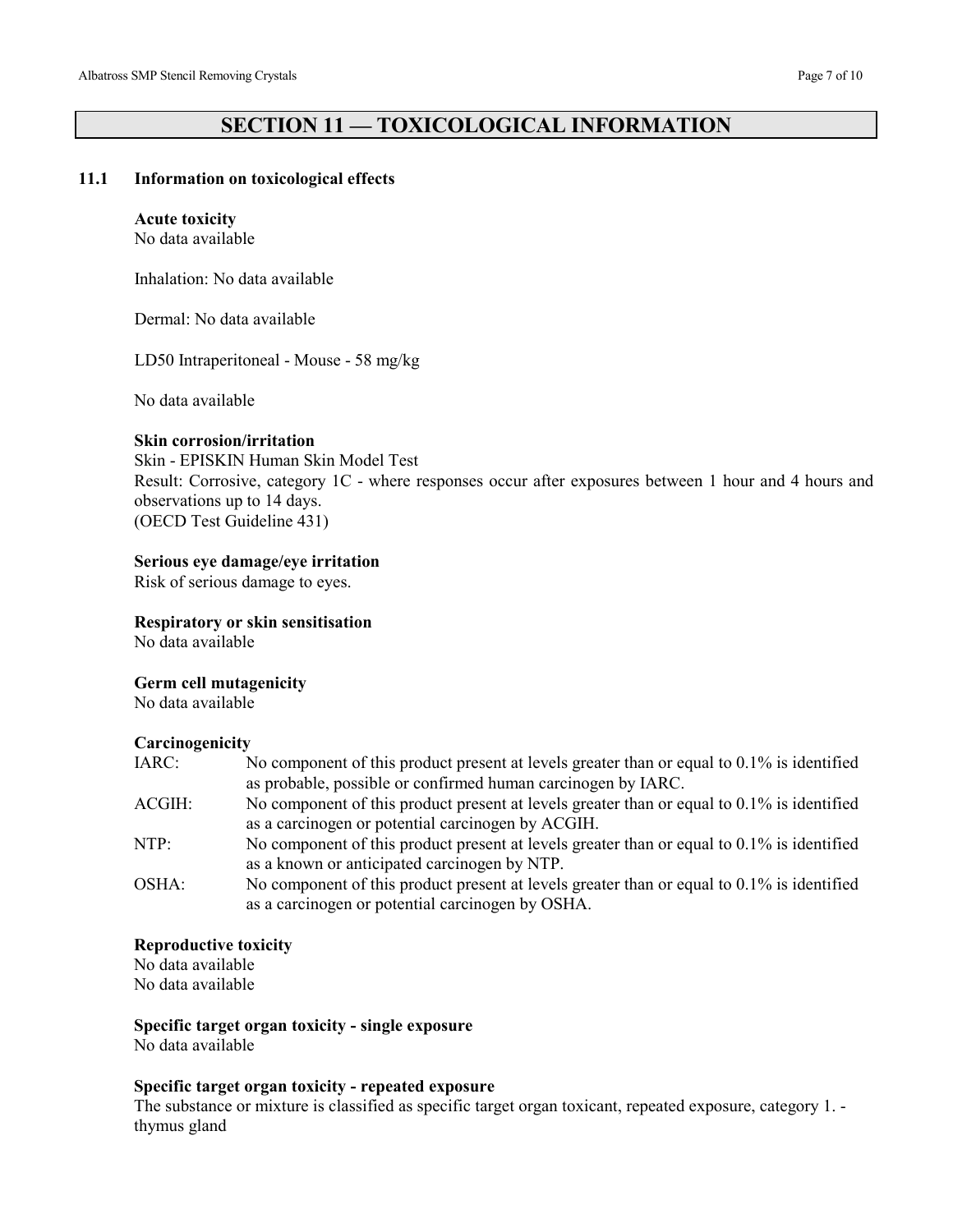# SECTION 11 — TOXICOLOGICAL INFORMATION

## 11.1 Information on toxicological effects

**Acute toxicity**
No data available

Inhalation: No data available

Dermal: No data available

LD50 Intraperitoneal - Mouse - 58 mg/kg

No data available

**Skin corrosion/irritation**
Skin - EPISKIN Human Skin Model Test
Result: Corrosive, category 1C - where responses occur after exposures between 1 hour and 4 hours and observations up to 14 days.
(OECD Test Guideline 431)

**Serious eye damage/eye irritation**
Risk of serious damage to eyes.

**Respiratory or skin sensitisation**
No data available

**Germ cell mutagenicity**
No data available

**Carcinogenicity**

| | |
|---|---|
| IARC: | No component of this product present at levels greater than or equal to 0.1% is identified as probable, possible or confirmed human carcinogen by IARC. |
| ACGIH: | No component of this product present at levels greater than or equal to 0.1% is identified as a carcinogen or potential carcinogen by ACGIH. |
| NTP: | No component of this product present at levels greater than or equal to 0.1% is identified as a known or anticipated carcinogen by NTP. |
| OSHA: | No component of this product present at levels greater than or equal to 0.1% is identified as a carcinogen or potential carcinogen by OSHA. |

**Reproductive toxicity**
No data available
No data available

**Specific target organ toxicity - single exposure**
No data available

**Specific target organ toxicity - repeated exposure**
The substance or mixture is classified as specific target organ toxicant, repeated exposure, category 1. - thymus gland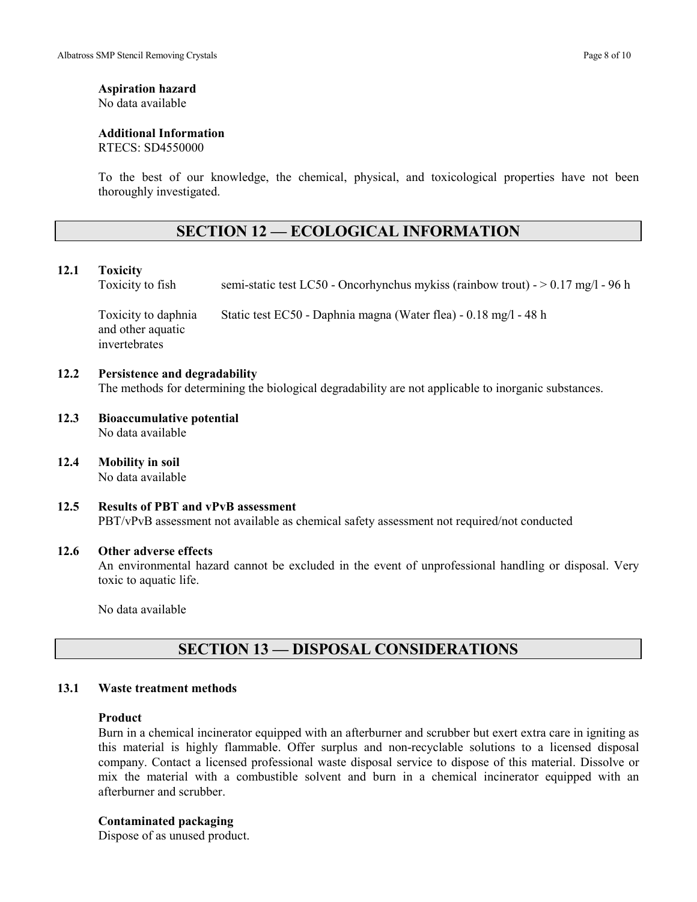**Aspiration hazard**
No data available

**Additional Information**
RTECS: SD4550000

To the best of our knowledge, the chemical, physical, and toxicological properties have not been thoroughly investigated.

## SECTION 12 — ECOLOGICAL INFORMATION

### 12.1 Toxicity

| | |
|---|---|
| Toxicity to fish | semi-static test LC50 - Oncorhynchus mykiss (rainbow trout) - > 0.17 mg/l - 96 h |
| Toxicity to daphnia and other aquatic invertebrates | Static test EC50 - Daphnia magna (Water flea) - 0.18 mg/l - 48 h |

### 12.2 Persistence and degradability
The methods for determining the biological degradability are not applicable to inorganic substances.

### 12.3 Bioaccumulative potential
No data available

### 12.4 Mobility in soil
No data available

### 12.5 Results of PBT and vPvB assessment
PBT/vPvB assessment not available as chemical safety assessment not required/not conducted

### 12.6 Other adverse effects
An environmental hazard cannot be excluded in the event of unprofessional handling or disposal. Very toxic to aquatic life.

No data available

## SECTION 13 — DISPOSAL CONSIDERATIONS

### 13.1 Waste treatment methods

**Product**
Burn in a chemical incinerator equipped with an afterburner and scrubber but exert extra care in igniting as this material is highly flammable. Offer surplus and non-recyclable solutions to a licensed disposal company. Contact a licensed professional waste disposal service to dispose of this material. Dissolve or mix the material with a combustible solvent and burn in a chemical incinerator equipped with an afterburner and scrubber.

**Contaminated packaging**
Dispose of as unused product.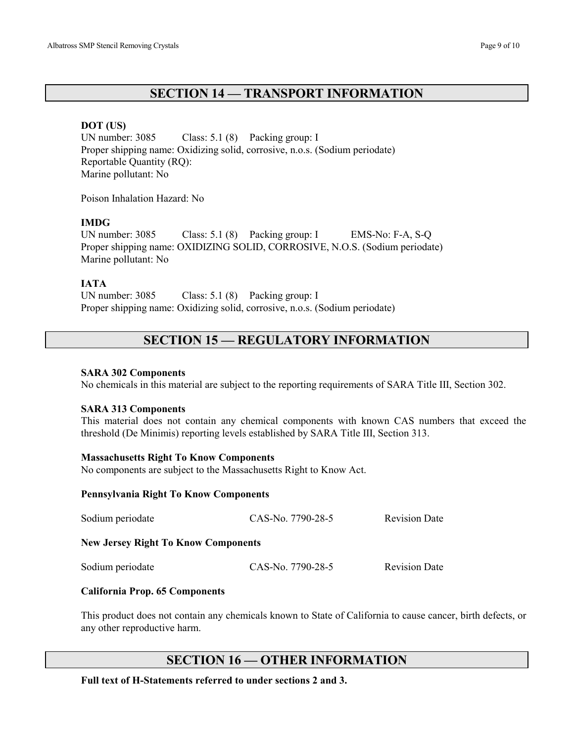## SECTION 14 — TRANSPORT INFORMATION

**DOT (US)**
UN number: 3085 Class: 5.1 (8) Packing group: I
Proper shipping name: Oxidizing solid, corrosive, n.o.s. (Sodium periodate)
Reportable Quantity (RQ):
Marine pollutant: No

Poison Inhalation Hazard: No

**IMDG**
UN number: 3085 Class: 5.1 (8) Packing group: I EMS-No: F-A, S-Q
Proper shipping name: OXIDIZING SOLID, CORROSIVE, N.O.S. (Sodium periodate)
Marine pollutant: No

**IATA**
UN number: 3085 Class: 5.1 (8) Packing group: I
Proper shipping name: Oxidizing solid, corrosive, n.o.s. (Sodium periodate)

## SECTION 15 — REGULATORY INFORMATION

**SARA 302 Components**
No chemicals in this material are subject to the reporting requirements of SARA Title III, Section 302.

**SARA 313 Components**
This material does not contain any chemical components with known CAS numbers that exceed the threshold (De Minimis) reporting levels established by SARA Title III, Section 313.

**Massachusetts Right To Know Components**
No components are subject to the Massachusetts Right to Know Act.

**Pennsylvania Right To Know Components**

| Sodium periodate | CAS-No. 7790-28-5 | Revision Date |
|---|---|---|

**New Jersey Right To Know Components**

| Sodium periodate | CAS-No. 7790-28-5 | Revision Date |
|---|---|---|

**California Prop. 65 Components**

This product does not contain any chemicals known to State of California to cause cancer, birth defects, or any other reproductive harm.

## SECTION 16 — OTHER INFORMATION

**Full text of H-Statements referred to under sections 2 and 3.**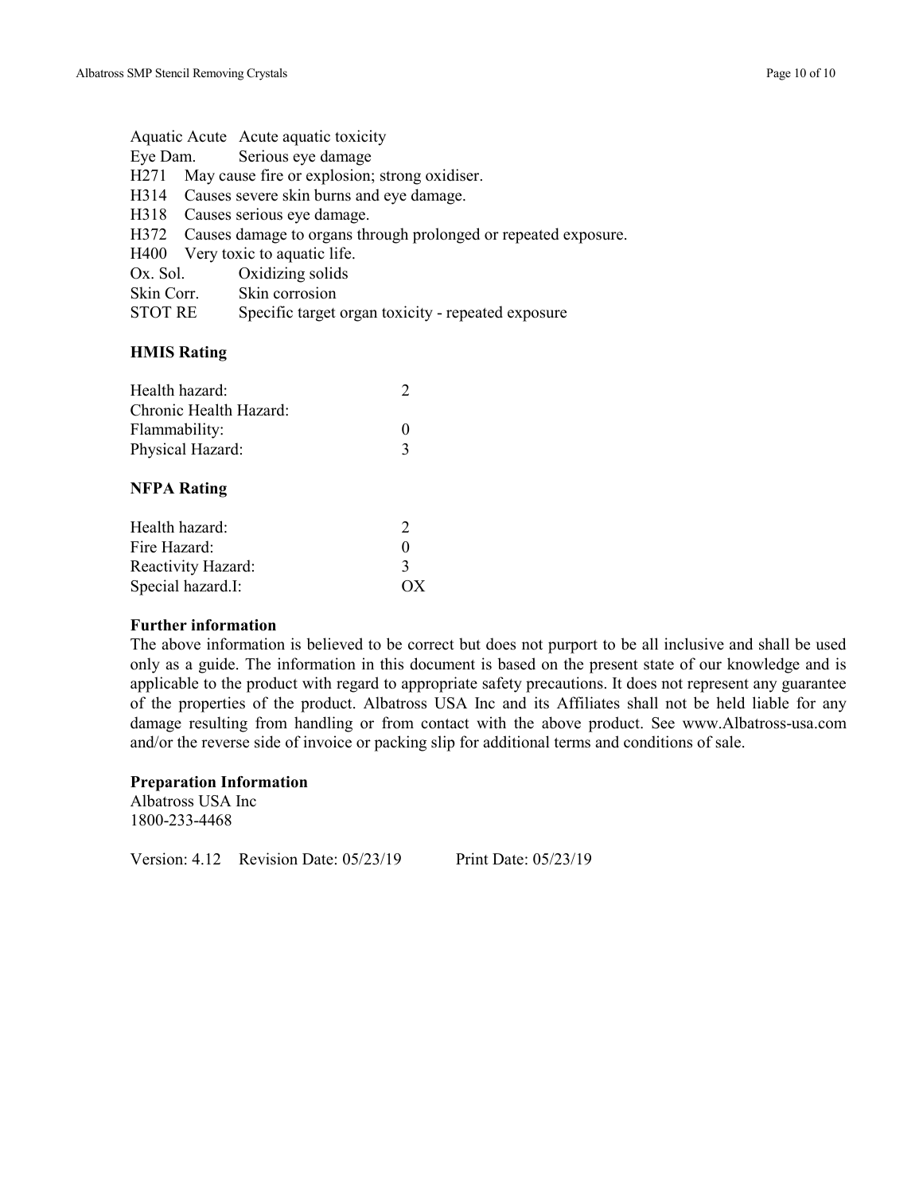| | |
|---|---|
| Aquatic Acute | Acute aquatic toxicity |
| Eye Dam. | Serious eye damage |
| H271 | May cause fire or explosion; strong oxidiser. |
| H314 | Causes severe skin burns and eye damage. |
| H318 | Causes serious eye damage. |
| H372 | Causes damage to organs through prolonged or repeated exposure. |
| H400 | Very toxic to aquatic life. |
| Ox. Sol. | Oxidizing solids |
| Skin Corr. | Skin corrosion |
| STOT RE | Specific target organ toxicity - repeated exposure |

**HMIS Rating**

| | |
|---|---|
| Health hazard: | 2 |
| Chronic Health Hazard: | |
| Flammability: | 0 |
| Physical Hazard: | 3 |

**NFPA Rating**

| | |
|---|---|
| Health hazard: | 2 |
| Fire Hazard: | 0 |
| Reactivity Hazard: | 3 |
| Special hazard.I: | OX |

**Further information**

The above information is believed to be correct but does not purport to be all inclusive and shall be used only as a guide. The information in this document is based on the present state of our knowledge and is applicable to the product with regard to appropriate safety precautions. It does not represent any guarantee of the properties of the product. Albatross USA Inc and its Affiliates shall not be held liable for any damage resulting from handling or from contact with the above product. See www.Albatross-usa.com and/or the reverse side of invoice or packing slip for additional terms and conditions of sale.

**Preparation Information**

Albatross USA Inc
1800-233-4468

Version: 4.12 Revision Date: 05/23/19 Print Date: 05/23/19